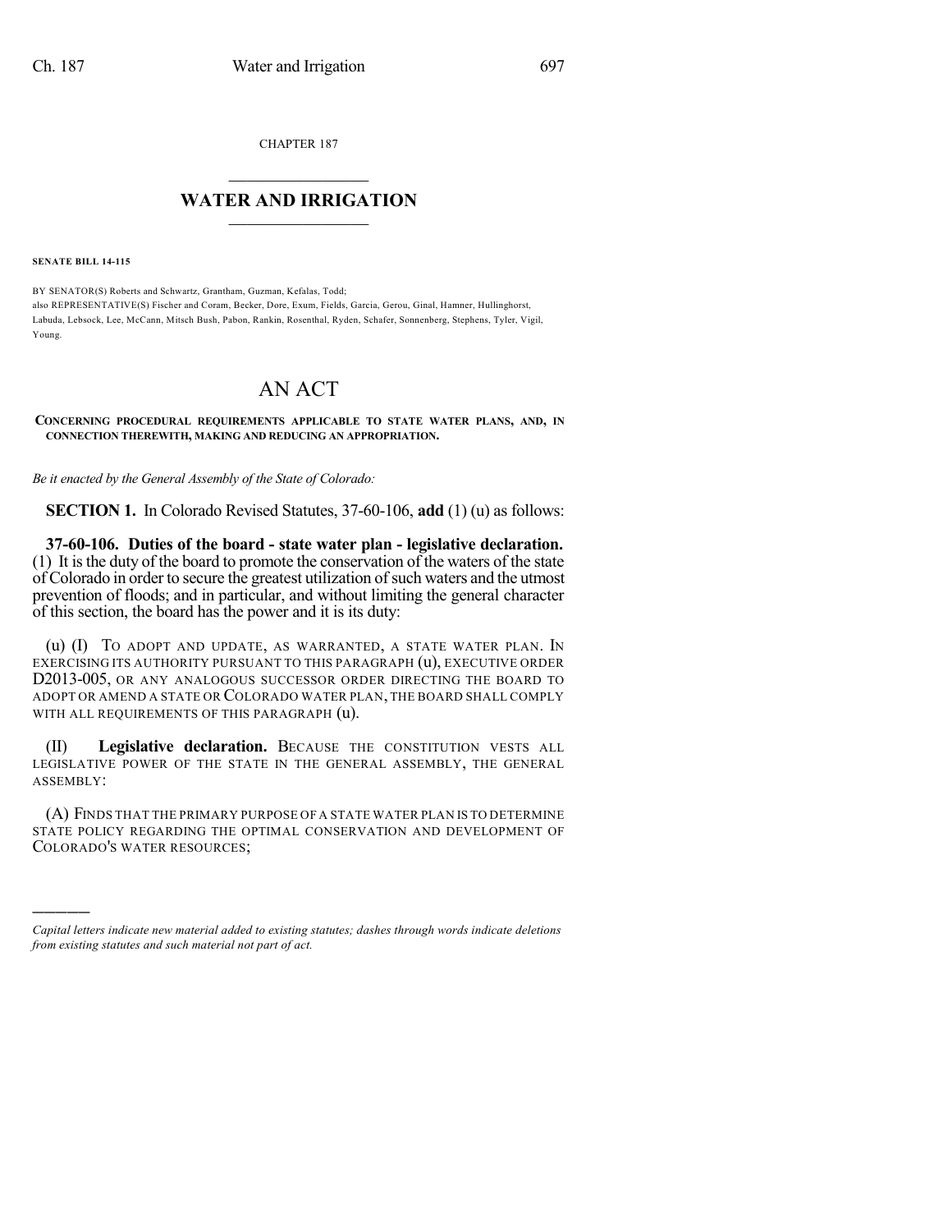CHAPTER 187

# WATER AND IRRIGATION

**SENATE BILL 14-115**

BY SENATOR(S) Roberts and Schwartz, Grantham, Guzman, Kefalas, Todd;
also REPRESENTATIVE(S) Fischer and Coram, Becker, Dore, Exum, Fields, Garcia, Gerou, Ginal, Hamner, Hullinghorst, Labuda, Lebsock, Lee, McCann, Mitsch Bush, Pabon, Rankin, Rosenthal, Ryden, Schafer, Sonnenberg, Stephens, Tyler, Vigil, Young.

# AN ACT

**CONCERNING PROCEDURAL REQUIREMENTS APPLICABLE TO STATE WATER PLANS, AND, IN CONNECTION THEREWITH, MAKING AND REDUCING AN APPROPRIATION.**

*Be it enacted by the General Assembly of the State of Colorado:*

**SECTION 1.** In Colorado Revised Statutes, 37-60-106, **add** (1) (u) as follows:

**37-60-106. Duties of the board - state water plan - legislative declaration.** (1) It is the duty of the board to promote the conservation of the waters of the state of Colorado in order to secure the greatest utilization of such waters and the utmost prevention of floods; and in particular, and without limiting the general character of this section, the board has the power and it is its duty:

(u) (I) TO ADOPT AND UPDATE, AS WARRANTED, A STATE WATER PLAN. IN EXERCISING ITS AUTHORITY PURSUANT TO THIS PARAGRAPH (u), EXECUTIVE ORDER D2013-005, OR ANY ANALOGOUS SUCCESSOR ORDER DIRECTING THE BOARD TO ADOPT OR AMEND A STATE OR COLORADO WATER PLAN, THE BOARD SHALL COMPLY WITH ALL REQUIREMENTS OF THIS PARAGRAPH (u).

(II) **Legislative declaration.** BECAUSE THE CONSTITUTION VESTS ALL LEGISLATIVE POWER OF THE STATE IN THE GENERAL ASSEMBLY, THE GENERAL ASSEMBLY:

(A) FINDS THAT THE PRIMARY PURPOSE OF A STATE WATER PLAN IS TO DETERMINE STATE POLICY REGARDING THE OPTIMAL CONSERVATION AND DEVELOPMENT OF COLORADO'S WATER RESOURCES;

---

*Capital letters indicate new material added to existing statutes; dashes through words indicate deletions from existing statutes and such material not part of act.*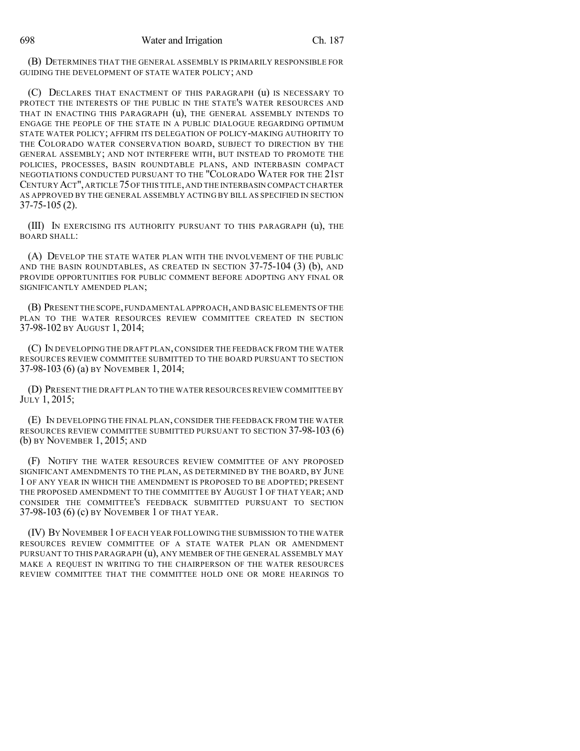(B) DETERMINES THAT THE GENERAL ASSEMBLY IS PRIMARILY RESPONSIBLE FOR GUIDING THE DEVELOPMENT OF STATE WATER POLICY; AND

(C) DECLARES THAT ENACTMENT OF THIS PARAGRAPH (u) IS NECESSARY TO PROTECT THE INTERESTS OF THE PUBLIC IN THE STATE'S WATER RESOURCES AND THAT IN ENACTING THIS PARAGRAPH (u), THE GENERAL ASSEMBLY INTENDS TO ENGAGE THE PEOPLE OF THE STATE IN A PUBLIC DIALOGUE REGARDING OPTIMUM STATE WATER POLICY; AFFIRM ITS DELEGATION OF POLICY-MAKING AUTHORITY TO THE COLORADO WATER CONSERVATION BOARD, SUBJECT TO DIRECTION BY THE GENERAL ASSEMBLY; AND NOT INTERFERE WITH, BUT INSTEAD TO PROMOTE THE POLICIES, PROCESSES, BASIN ROUNDTABLE PLANS, AND INTERBASIN COMPACT NEGOTIATIONS CONDUCTED PURSUANT TO THE "COLORADO WATER FOR THE 21ST CENTURY ACT", ARTICLE 75 OF THIS TITLE, AND THE INTERBASIN COMPACT CHARTER AS APPROVED BY THE GENERAL ASSEMBLY ACTING BY BILL AS SPECIFIED IN SECTION 37-75-105 (2).

(III) IN EXERCISING ITS AUTHORITY PURSUANT TO THIS PARAGRAPH (u), THE BOARD SHALL:

(A) DEVELOP THE STATE WATER PLAN WITH THE INVOLVEMENT OF THE PUBLIC AND THE BASIN ROUNDTABLES, AS CREATED IN SECTION 37-75-104 (3) (b), AND PROVIDE OPPORTUNITIES FOR PUBLIC COMMENT BEFORE ADOPTING ANY FINAL OR SIGNIFICANTLY AMENDED PLAN;

(B) PRESENT THE SCOPE, FUNDAMENTAL APPROACH, AND BASIC ELEMENTS OF THE PLAN TO THE WATER RESOURCES REVIEW COMMITTEE CREATED IN SECTION 37-98-102 BY AUGUST 1, 2014;

(C) IN DEVELOPING THE DRAFT PLAN, CONSIDER THE FEEDBACK FROM THE WATER RESOURCES REVIEW COMMITTEE SUBMITTED TO THE BOARD PURSUANT TO SECTION 37-98-103 (6) (a) BY NOVEMBER 1, 2014;

(D) PRESENT THE DRAFT PLAN TO THE WATER RESOURCES REVIEW COMMITTEE BY JULY 1, 2015;

(E) IN DEVELOPING THE FINAL PLAN, CONSIDER THE FEEDBACK FROM THE WATER RESOURCES REVIEW COMMITTEE SUBMITTED PURSUANT TO SECTION 37-98-103 (6) (b) BY NOVEMBER 1, 2015; AND

(F) NOTIFY THE WATER RESOURCES REVIEW COMMITTEE OF ANY PROPOSED SIGNIFICANT AMENDMENTS TO THE PLAN, AS DETERMINED BY THE BOARD, BY JUNE 1 OF ANY YEAR IN WHICH THE AMENDMENT IS PROPOSED TO BE ADOPTED; PRESENT THE PROPOSED AMENDMENT TO THE COMMITTEE BY AUGUST 1 OF THAT YEAR; AND CONSIDER THE COMMITTEE'S FEEDBACK SUBMITTED PURSUANT TO SECTION 37-98-103 (6) (c) BY NOVEMBER 1 OF THAT YEAR.

(IV) BY NOVEMBER 1 OF EACH YEAR FOLLOWING THE SUBMISSION TO THE WATER RESOURCES REVIEW COMMITTEE OF A STATE WATER PLAN OR AMENDMENT PURSUANT TO THIS PARAGRAPH (u), ANY MEMBER OF THE GENERAL ASSEMBLY MAY MAKE A REQUEST IN WRITING TO THE CHAIRPERSON OF THE WATER RESOURCES REVIEW COMMITTEE THAT THE COMMITTEE HOLD ONE OR MORE HEARINGS TO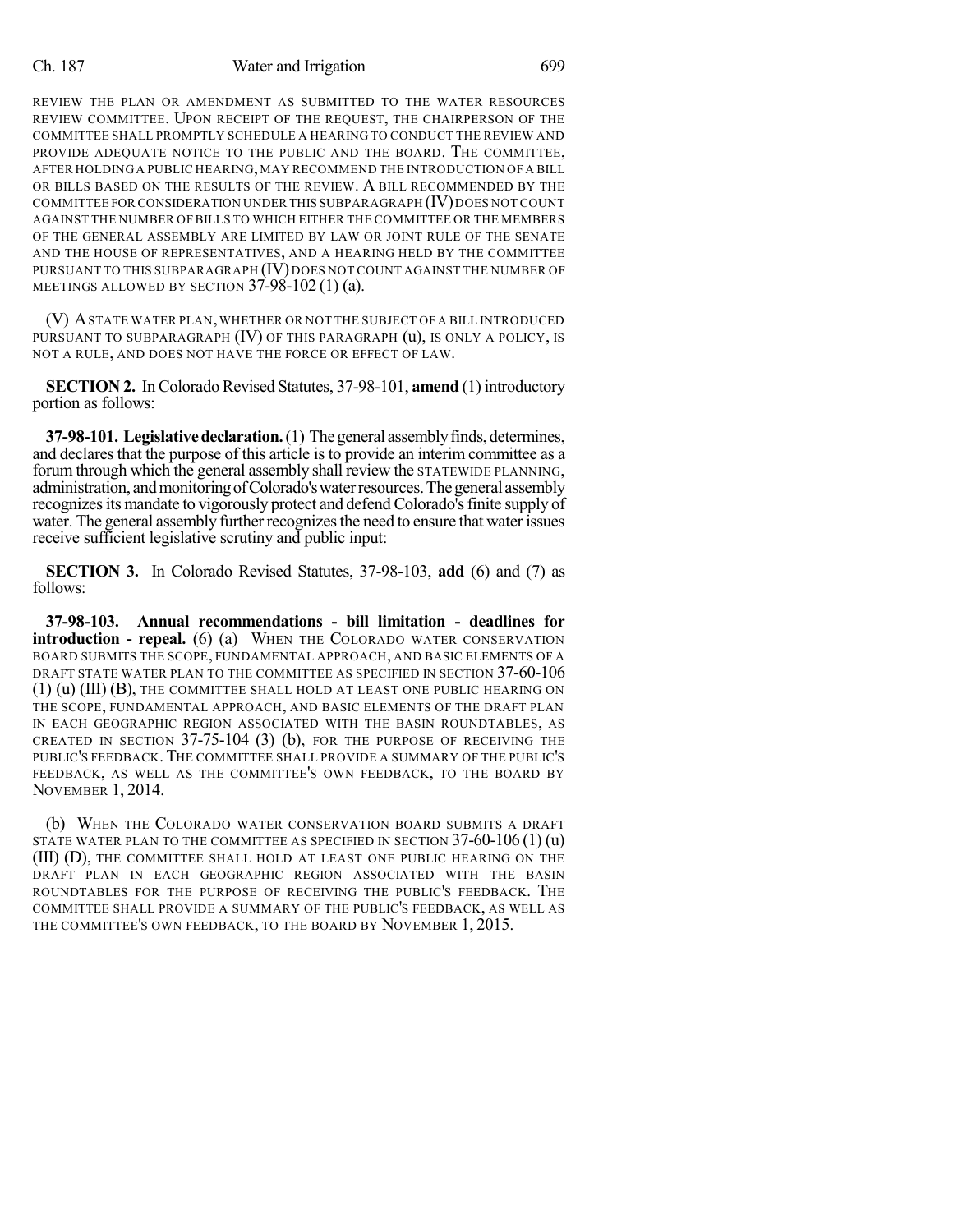REVIEW THE PLAN OR AMENDMENT AS SUBMITTED TO THE WATER RESOURCES REVIEW COMMITTEE. UPON RECEIPT OF THE REQUEST, THE CHAIRPERSON OF THE COMMITTEE SHALL PROMPTLY SCHEDULE A HEARING TO CONDUCT THE REVIEW AND PROVIDE ADEQUATE NOTICE TO THE PUBLIC AND THE BOARD. THE COMMITTEE, AFTER HOLDING A PUBLIC HEARING, MAY RECOMMEND THE INTRODUCTION OF A BILL OR BILLS BASED ON THE RESULTS OF THE REVIEW. A BILL RECOMMENDED BY THE COMMITTEE FOR CONSIDERATION UNDER THIS SUBPARAGRAPH (IV) DOES NOT COUNT AGAINST THE NUMBER OF BILLS TO WHICH EITHER THE COMMITTEE OR THE MEMBERS OF THE GENERAL ASSEMBLY ARE LIMITED BY LAW OR JOINT RULE OF THE SENATE AND THE HOUSE OF REPRESENTATIVES, AND A HEARING HELD BY THE COMMITTEE PURSUANT TO THIS SUBPARAGRAPH (IV) DOES NOT COUNT AGAINST THE NUMBER OF MEETINGS ALLOWED BY SECTION 37-98-102 (1) (a).

(V) A STATE WATER PLAN, WHETHER OR NOT THE SUBJECT OF A BILL INTRODUCED PURSUANT TO SUBPARAGRAPH (IV) OF THIS PARAGRAPH (u), IS ONLY A POLICY, IS NOT A RULE, AND DOES NOT HAVE THE FORCE OR EFFECT OF LAW.

**SECTION 2.** In Colorado Revised Statutes, 37-98-101, **amend** (1) introductory portion as follows:

**37-98-101. Legislative declaration.** (1) The general assembly finds, determines, and declares that the purpose of this article is to provide an interim committee as a forum through which the general assembly shall review the STATEWIDE PLANNING, administration, and monitoring of Colorado's water resources. The general assembly recognizes its mandate to vigorously protect and defend Colorado's finite supply of water. The general assembly further recognizes the need to ensure that water issues receive sufficient legislative scrutiny and public input:

**SECTION 3.** In Colorado Revised Statutes, 37-98-103, **add** (6) and (7) as follows:

**37-98-103. Annual recommendations - bill limitation - deadlines for introduction - repeal.** (6) (a) WHEN THE COLORADO WATER CONSERVATION BOARD SUBMITS THE SCOPE, FUNDAMENTAL APPROACH, AND BASIC ELEMENTS OF A DRAFT STATE WATER PLAN TO THE COMMITTEE AS SPECIFIED IN SECTION 37-60-106 (1) (u) (III) (B), THE COMMITTEE SHALL HOLD AT LEAST ONE PUBLIC HEARING ON THE SCOPE, FUNDAMENTAL APPROACH, AND BASIC ELEMENTS OF THE DRAFT PLAN IN EACH GEOGRAPHIC REGION ASSOCIATED WITH THE BASIN ROUNDTABLES, AS CREATED IN SECTION 37-75-104 (3) (b), FOR THE PURPOSE OF RECEIVING THE PUBLIC'S FEEDBACK. THE COMMITTEE SHALL PROVIDE A SUMMARY OF THE PUBLIC'S FEEDBACK, AS WELL AS THE COMMITTEE'S OWN FEEDBACK, TO THE BOARD BY NOVEMBER 1, 2014.

(b) WHEN THE COLORADO WATER CONSERVATION BOARD SUBMITS A DRAFT STATE WATER PLAN TO THE COMMITTEE AS SPECIFIED IN SECTION 37-60-106 (1) (u) (III) (D), THE COMMITTEE SHALL HOLD AT LEAST ONE PUBLIC HEARING ON THE DRAFT PLAN IN EACH GEOGRAPHIC REGION ASSOCIATED WITH THE BASIN ROUNDTABLES FOR THE PURPOSE OF RECEIVING THE PUBLIC'S FEEDBACK. THE COMMITTEE SHALL PROVIDE A SUMMARY OF THE PUBLIC'S FEEDBACK, AS WELL AS THE COMMITTEE'S OWN FEEDBACK, TO THE BOARD BY NOVEMBER 1, 2015.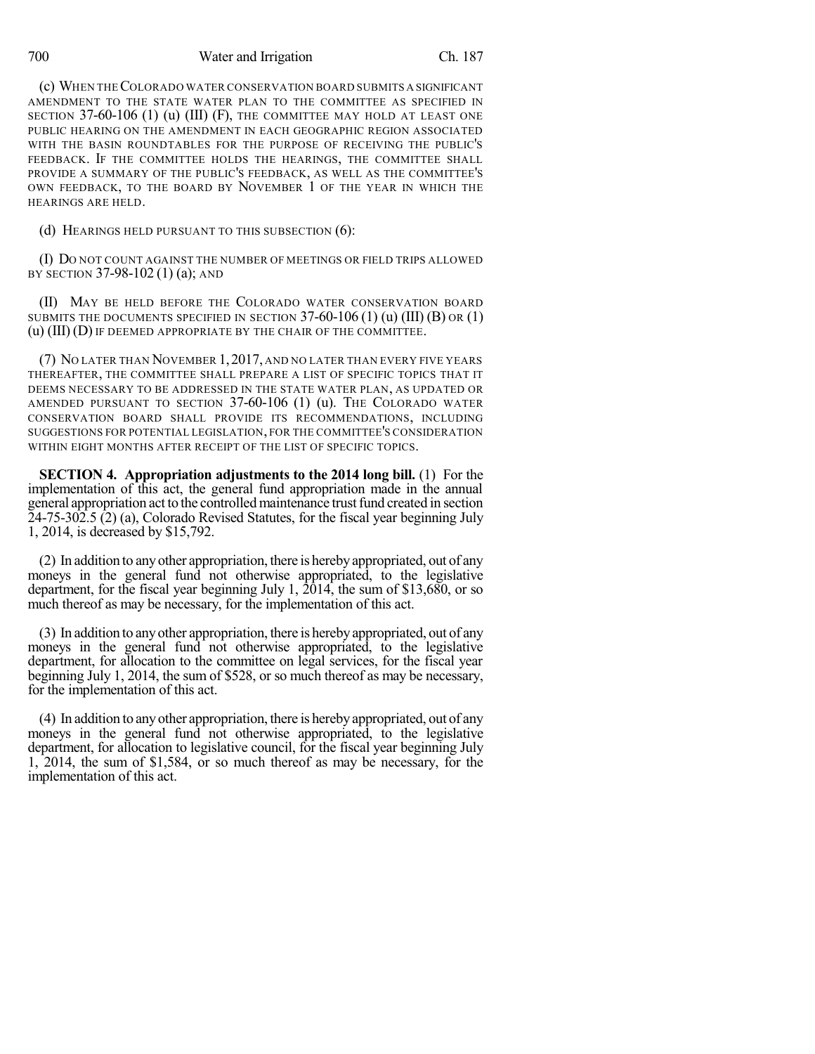(c) WHEN THE COLORADO WATER CONSERVATION BOARD SUBMITS A SIGNIFICANT AMENDMENT TO THE STATE WATER PLAN TO THE COMMITTEE AS SPECIFIED IN SECTION 37-60-106 (1) (u) (III) (F), THE COMMITTEE MAY HOLD AT LEAST ONE PUBLIC HEARING ON THE AMENDMENT IN EACH GEOGRAPHIC REGION ASSOCIATED WITH THE BASIN ROUNDTABLES FOR THE PURPOSE OF RECEIVING THE PUBLIC'S FEEDBACK. IF THE COMMITTEE HOLDS THE HEARINGS, THE COMMITTEE SHALL PROVIDE A SUMMARY OF THE PUBLIC'S FEEDBACK, AS WELL AS THE COMMITTEE'S OWN FEEDBACK, TO THE BOARD BY NOVEMBER 1 OF THE YEAR IN WHICH THE HEARINGS ARE HELD.

(d) HEARINGS HELD PURSUANT TO THIS SUBSECTION (6):

(I) DO NOT COUNT AGAINST THE NUMBER OF MEETINGS OR FIELD TRIPS ALLOWED BY SECTION 37-98-102 (1) (a); AND

(II) MAY BE HELD BEFORE THE COLORADO WATER CONSERVATION BOARD SUBMITS THE DOCUMENTS SPECIFIED IN SECTION 37-60-106 (1) (u) (III) (B) OR (1) (u) (III) (D) IF DEEMED APPROPRIATE BY THE CHAIR OF THE COMMITTEE.

(7) NO LATER THAN NOVEMBER 1, 2017, AND NO LATER THAN EVERY FIVE YEARS THEREAFTER, THE COMMITTEE SHALL PREPARE A LIST OF SPECIFIC TOPICS THAT IT DEEMS NECESSARY TO BE ADDRESSED IN THE STATE WATER PLAN, AS UPDATED OR AMENDED PURSUANT TO SECTION 37-60-106 (1) (u). THE COLORADO WATER CONSERVATION BOARD SHALL PROVIDE ITS RECOMMENDATIONS, INCLUDING SUGGESTIONS FOR POTENTIAL LEGISLATION, FOR THE COMMITTEE'S CONSIDERATION WITHIN EIGHT MONTHS AFTER RECEIPT OF THE LIST OF SPECIFIC TOPICS.

**SECTION 4. Appropriation adjustments to the 2014 long bill.** (1) For the implementation of this act, the general fund appropriation made in the annual general appropriation act to the controlled maintenance trust fund created in section 24-75-302.5 (2) (a), Colorado Revised Statutes, for the fiscal year beginning July 1, 2014, is decreased by $15,792.

(2) In addition to any other appropriation, there is hereby appropriated, out of any moneys in the general fund not otherwise appropriated, to the legislative department, for the fiscal year beginning July 1, 2014, the sum of $13,680, or so much thereof as may be necessary, for the implementation of this act.

(3) In addition to any other appropriation, there is hereby appropriated, out of any moneys in the general fund not otherwise appropriated, to the legislative department, for allocation to the committee on legal services, for the fiscal year beginning July 1, 2014, the sum of $528, or so much thereof as may be necessary, for the implementation of this act.

(4) In addition to any other appropriation, there is hereby appropriated, out of any moneys in the general fund not otherwise appropriated, to the legislative department, for allocation to legislative council, for the fiscal year beginning July 1, 2014, the sum of $1,584, or so much thereof as may be necessary, for the implementation of this act.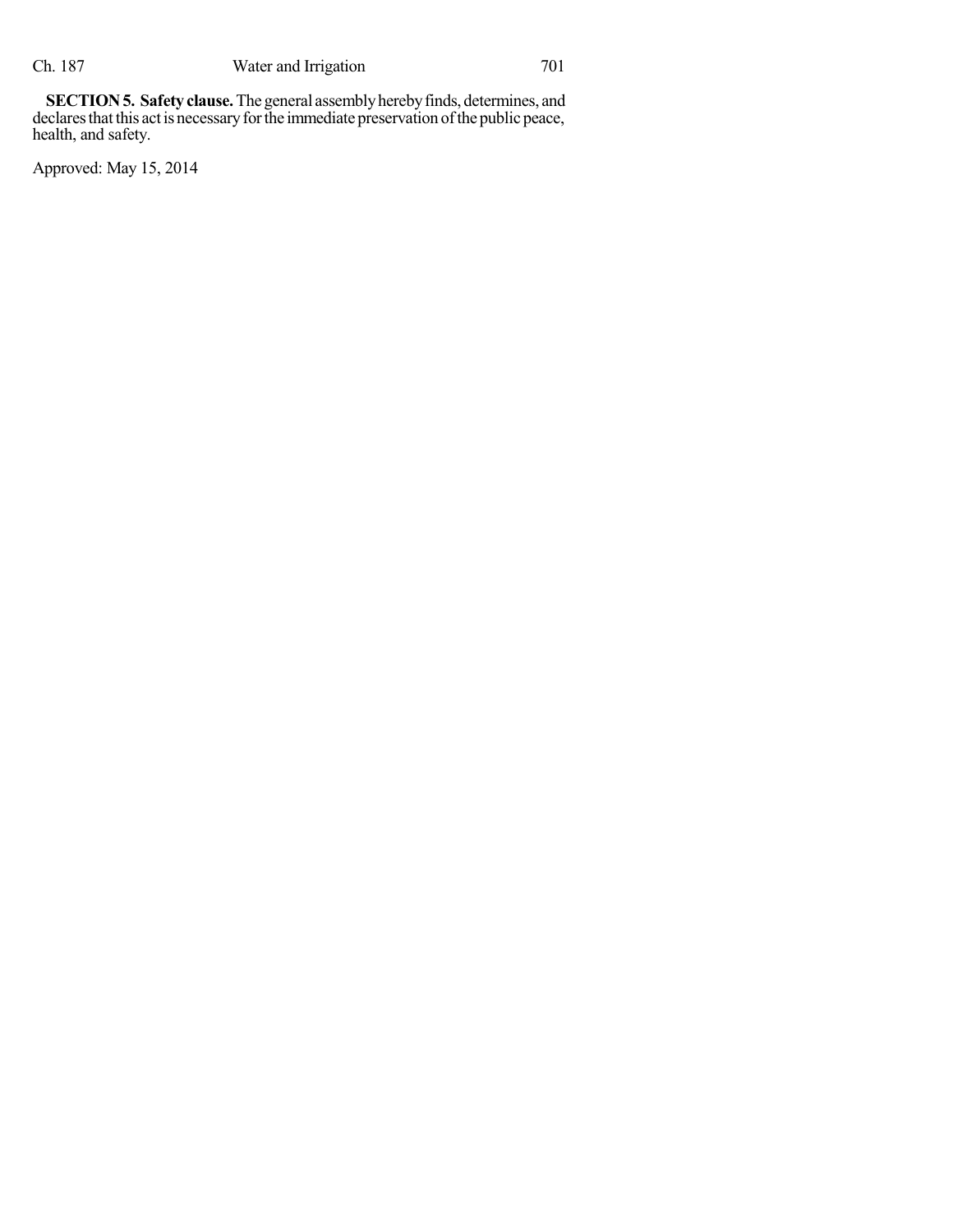**SECTION 5. Safety clause.** The general assembly hereby finds, determines, and declares that this act is necessary for the immediate preservation of the public peace, health, and safety.

Approved: May 15, 2014